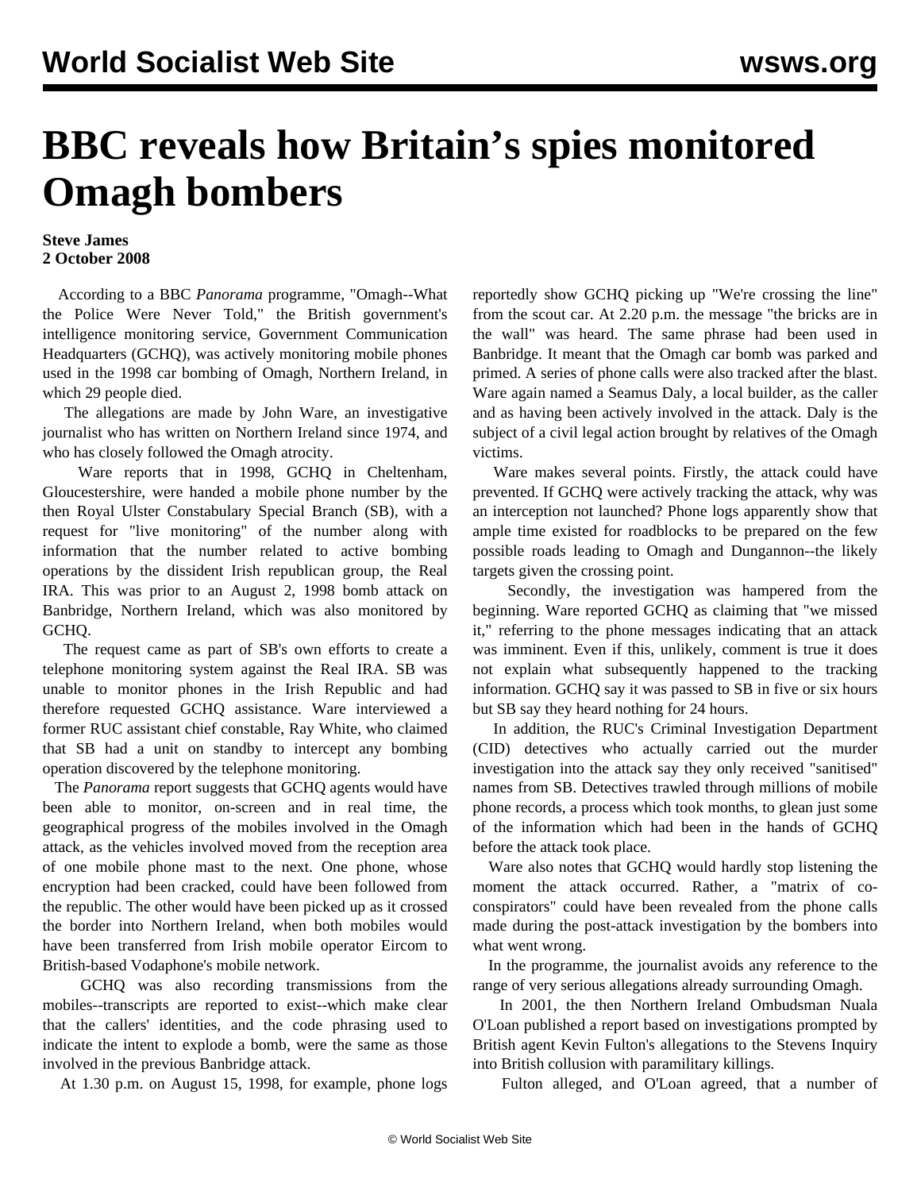# BBC reveals how Britain's spies monitored Omagh bombers

**Steve James**
**2 October 2008**

According to a BBC *Panorama* programme, "Omagh--What the Police Were Never Told," the British government's intelligence monitoring service, Government Communication Headquarters (GCHQ), was actively monitoring mobile phones used in the 1998 car bombing of Omagh, Northern Ireland, in which 29 people died.

The allegations are made by John Ware, an investigative journalist who has written on Northern Ireland since 1974, and who has closely followed the Omagh atrocity.

Ware reports that in 1998, GCHQ in Cheltenham, Gloucestershire, were handed a mobile phone number by the then Royal Ulster Constabulary Special Branch (SB), with a request for "live monitoring" of the number along with information that the number related to active bombing operations by the dissident Irish republican group, the Real IRA. This was prior to an August 2, 1998 bomb attack on Banbridge, Northern Ireland, which was also monitored by GCHQ.

The request came as part of SB's own efforts to create a telephone monitoring system against the Real IRA. SB was unable to monitor phones in the Irish Republic and had therefore requested GCHQ assistance. Ware interviewed a former RUC assistant chief constable, Ray White, who claimed that SB had a unit on standby to intercept any bombing operation discovered by the telephone monitoring.

The *Panorama* report suggests that GCHQ agents would have been able to monitor, on-screen and in real time, the geographical progress of the mobiles involved in the Omagh attack, as the vehicles involved moved from the reception area of one mobile phone mast to the next. One phone, whose encryption had been cracked, could have been followed from the republic. The other would have been picked up as it crossed the border into Northern Ireland, when both mobiles would have been transferred from Irish mobile operator Eircom to British-based Vodaphone's mobile network.

GCHQ was also recording transmissions from the mobiles--transcripts are reported to exist--which make clear that the callers' identities, and the code phrasing used to indicate the intent to explode a bomb, were the same as those involved in the previous Banbridge attack.

At 1.30 p.m. on August 15, 1998, for example, phone logs reportedly show GCHQ picking up "We're crossing the line" from the scout car. At 2.20 p.m. the message "the bricks are in the wall" was heard. The same phrase had been used in Banbridge. It meant that the Omagh car bomb was parked and primed. A series of phone calls were also tracked after the blast. Ware again named a Seamus Daly, a local builder, as the caller and as having been actively involved in the attack. Daly is the subject of a civil legal action brought by relatives of the Omagh victims.

Ware makes several points. Firstly, the attack could have prevented. If GCHQ were actively tracking the attack, why was an interception not launched? Phone logs apparently show that ample time existed for roadblocks to be prepared on the few possible roads leading to Omagh and Dungannon--the likely targets given the crossing point.

Secondly, the investigation was hampered from the beginning. Ware reported GCHQ as claiming that "we missed it," referring to the phone messages indicating that an attack was imminent. Even if this, unlikely, comment is true it does not explain what subsequently happened to the tracking information. GCHQ say it was passed to SB in five or six hours but SB say they heard nothing for 24 hours.

In addition, the RUC's Criminal Investigation Department (CID) detectives who actually carried out the murder investigation into the attack say they only received "sanitised" names from SB. Detectives trawled through millions of mobile phone records, a process which took months, to glean just some of the information which had been in the hands of GCHQ before the attack took place.

Ware also notes that GCHQ would hardly stop listening the moment the attack occurred. Rather, a "matrix of co-conspirators" could have been revealed from the phone calls made during the post-attack investigation by the bombers into what went wrong.

In the programme, the journalist avoids any reference to the range of very serious allegations already surrounding Omagh.

In 2001, the then Northern Ireland Ombudsman Nuala O'Loan published a report based on investigations prompted by British agent Kevin Fulton's allegations to the Stevens Inquiry into British collusion with paramilitary killings.

Fulton alleged, and O'Loan agreed, that a number of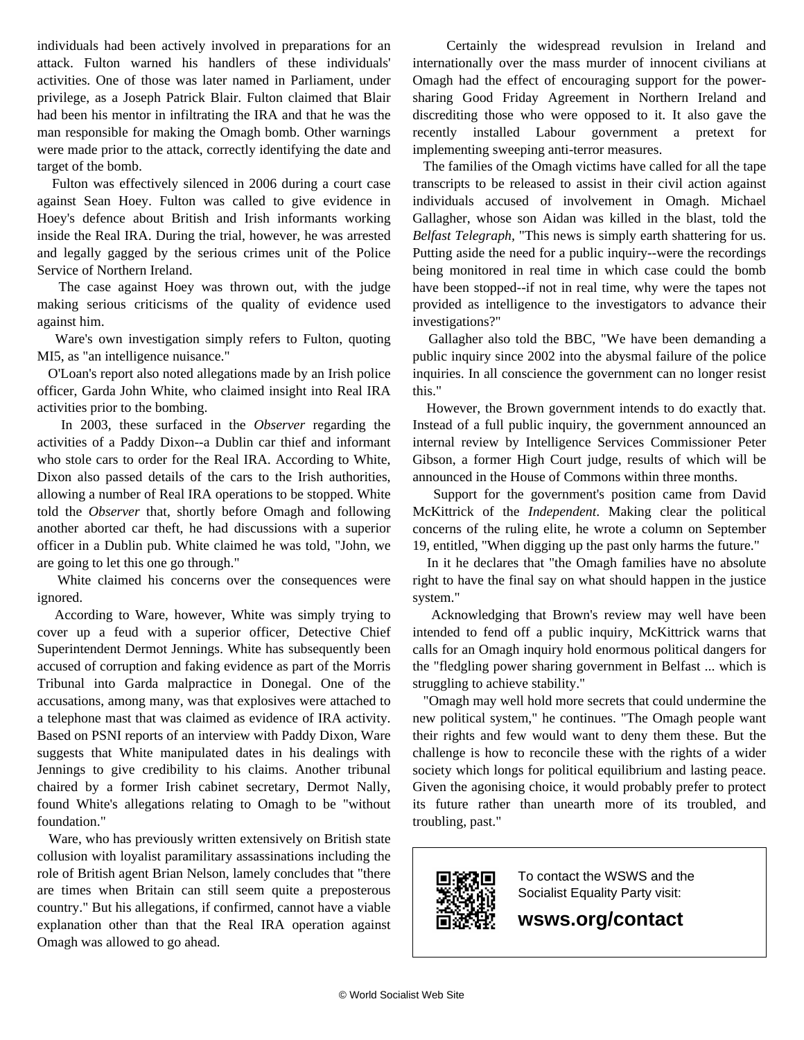individuals had been actively involved in preparations for an attack. Fulton warned his handlers of these individuals' activities. One of those was later named in Parliament, under privilege, as a Joseph Patrick Blair. Fulton claimed that Blair had been his mentor in infiltrating the IRA and that he was the man responsible for making the Omagh bomb. Other warnings were made prior to the attack, correctly identifying the date and target of the bomb.

Fulton was effectively silenced in 2006 during a court case against Sean Hoey. Fulton was called to give evidence in Hoey's defence about British and Irish informants working inside the Real IRA. During the trial, however, he was arrested and legally gagged by the serious crimes unit of the Police Service of Northern Ireland.

The case against Hoey was thrown out, with the judge making serious criticisms of the quality of evidence used against him.

Ware's own investigation simply refers to Fulton, quoting MI5, as "an intelligence nuisance."

O'Loan's report also noted allegations made by an Irish police officer, Garda John White, who claimed insight into Real IRA activities prior to the bombing.

In 2003, these surfaced in the *Observer* regarding the activities of a Paddy Dixon--a Dublin car thief and informant who stole cars to order for the Real IRA. According to White, Dixon also passed details of the cars to the Irish authorities, allowing a number of Real IRA operations to be stopped. White told the *Observer* that, shortly before Omagh and following another aborted car theft, he had discussions with a superior officer in a Dublin pub. White claimed he was told, "John, we are going to let this one go through."

White claimed his concerns over the consequences were ignored.

According to Ware, however, White was simply trying to cover up a feud with a superior officer, Detective Chief Superintendent Dermot Jennings. White has subsequently been accused of corruption and faking evidence as part of the Morris Tribunal into Garda malpractice in Donegal. One of the accusations, among many, was that explosives were attached to a telephone mast that was claimed as evidence of IRA activity. Based on PSNI reports of an interview with Paddy Dixon, Ware suggests that White manipulated dates in his dealings with Jennings to give credibility to his claims. Another tribunal chaired by a former Irish cabinet secretary, Dermot Nally, found White's allegations relating to Omagh to be "without foundation."

Ware, who has previously written extensively on British state collusion with loyalist paramilitary assassinations including the role of British agent Brian Nelson, lamely concludes that "there are times when Britain can still seem quite a preposterous country." But his allegations, if confirmed, cannot have a viable explanation other than that the Real IRA operation against Omagh was allowed to go ahead.

Certainly the widespread revulsion in Ireland and internationally over the mass murder of innocent civilians at Omagh had the effect of encouraging support for the power-sharing Good Friday Agreement in Northern Ireland and discrediting those who were opposed to it. It also gave the recently installed Labour government a pretext for implementing sweeping anti-terror measures.

The families of the Omagh victims have called for all the tape transcripts to be released to assist in their civil action against individuals accused of involvement in Omagh. Michael Gallagher, whose son Aidan was killed in the blast, told the *Belfast Telegraph*, "This news is simply earth shattering for us. Putting aside the need for a public inquiry--were the recordings being monitored in real time in which case could the bomb have been stopped--if not in real time, why were the tapes not provided as intelligence to the investigators to advance their investigations?"

Gallagher also told the BBC, "We have been demanding a public inquiry since 2002 into the abysmal failure of the police inquiries. In all conscience the government can no longer resist this."

However, the Brown government intends to do exactly that. Instead of a full public inquiry, the government announced an internal review by Intelligence Services Commissioner Peter Gibson, a former High Court judge, results of which will be announced in the House of Commons within three months.

Support for the government's position came from David McKittrick of the *Independent*. Making clear the political concerns of the ruling elite, he wrote a column on September 19, entitled, "When digging up the past only harms the future."

In it he declares that "the Omagh families have no absolute right to have the final say on what should happen in the justice system."

Acknowledging that Brown's review may well have been intended to fend off a public inquiry, McKittrick warns that calls for an Omagh inquiry hold enormous political dangers for the "fledgling power sharing government in Belfast ... which is struggling to achieve stability."

"Omagh may well hold more secrets that could undermine the new political system," he continues. "The Omagh people want their rights and few would want to deny them these. But the challenge is how to reconcile these with the rights of a wider society which longs for political equilibrium and lasting peace. Given the agonising choice, it would probably prefer to protect its future rather than unearth more of its troubled, and troubling, past."

To contact the WSWS and the Socialist Equality Party visit:

**wsws.org/contact**